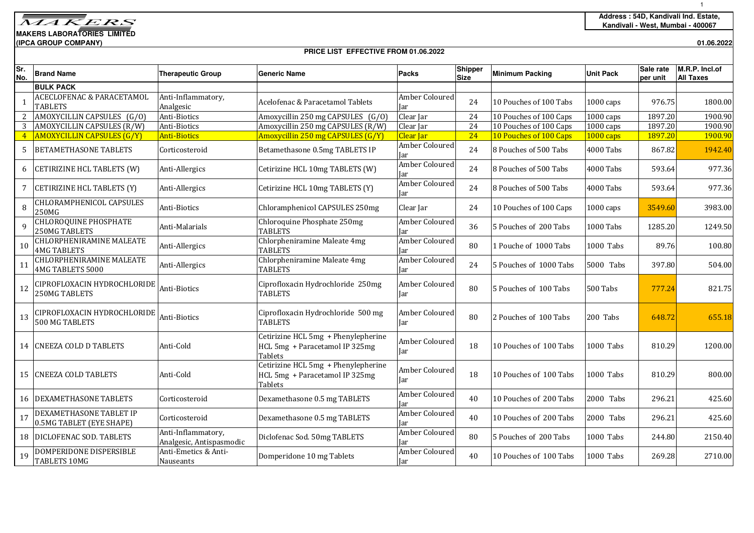MAKERS

**MAKERS LABORATORIES LIMITED**
**(IPCA GROUP COMPANY)**

**Address : 54D, Kandivali Ind. Estate, Kandivali - West, Mumbai - 400067**

**01.06.2022**

## PRICE LIST EFFECTIVE FROM 01.06.2022

| Sr. No. | Brand Name | Therapeutic Group | Generic Name | Packs | Shipper Size | Minimum Packing | Unit Pack | Sale rate per unit | M.R.P. Incl.of All Taxes |
|---|---|---|---|---|---|---|---|---|---|
| | **BULK PACK** | | | | | | | | |
| 1 | ACECLOFENAC & PARACETAMOL TABLETS | Anti-Inflammatory, Analgesic | Acelofenac & Paracetamol Tablets | Amber Coloured Jar | 24 | 10 Pouches of 100 Tabs | 1000 caps | 976.75 | 1800.00 |
| 2 | AMOXYCILLIN CAPSULES (G/O) | Anti-Biotics | Amoxycillin 250 mg CAPSULES (G/O) | Clear Jar | 24 | 10 Pouches of 100 Caps | 1000 caps | 1897.20 | 1900.90 |
| 3 | AMOXYCILLIN CAPSULES (R/W) | Anti-Biotics | Amoxycillin 250 mg CAPSULES (R/W) | Clear Jar | 24 | 10 Pouches of 100 Caps | 1000 caps | 1897.20 | 1900.90 |
| 4 | AMOXYCILLIN CAPSULES (G/Y) | Anti-Biotics | Amoxycillin 250 mg CAPSULES (G/Y) | Clear Jar | 24 | 10 Pouches of 100 Caps | 1000 caps | 1897.20 | 1900.90 |
| 5 | BETAMETHASONE TABLETS | Corticosteroid | Betamethasone 0.5mg TABLETS IP | Amber Coloured Jar | 24 | 8 Pouches of 500 Tabs | 4000 Tabs | 867.82 | 1942.40 |
| 6 | CETIRIZINE HCL TABLETS (W) | Anti-Allergics | Cetirizine HCL 10mg TABLETS (W) | Amber Coloured Jar | 24 | 8 Pouches of 500 Tabs | 4000 Tabs | 593.64 | 977.36 |
| 7 | CETIRIZINE HCL TABLETS (Y) | Anti-Allergics | Cetirizine HCL 10mg TABLETS (Y) | Amber Coloured Jar | 24 | 8 Pouches of 500 Tabs | 4000 Tabs | 593.64 | 977.36 |
| 8 | CHLORAMPHENICOL CAPSULES 250MG | Anti-Biotics | Chloramphenicol CAPSULES 250mg | Clear Jar | 24 | 10 Pouches of 100 Caps | 1000 caps | 3549.60 | 3983.00 |
| 9 | CHLOROQUINE PHOSPHATE 250MG TABLETS | Anti-Malarials | Chloroquine Phosphate 250mg TABLETS | Amber Coloured Jar | 36 | 5 Pouches of 200 Tabs | 1000 Tabs | 1285.20 | 1249.50 |
| 10 | CHLORPHENIRAMINE MALEATE 4MG TABLETS | Anti-Allergics | Chlorpheniramine Maleate 4mg TABLETS | Amber Coloured Jar | 80 | 1 Pouche of 1000 Tabs | 1000 Tabs | 89.76 | 100.80 |
| 11 | CHLORPHENIRAMINE MALEATE 4MG TABLETS 5000 | Anti-Allergics | Chlorpheniramine Maleate 4mg TABLETS | Amber Coloured Jar | 24 | 5 Pouches of 1000 Tabs | 5000 Tabs | 397.80 | 504.00 |
| 12 | CIPROFLOXACIN HYDROCHLORIDE 250MG TABLETS | Anti-Biotics | Ciprofloxacin Hydrochloride 250mg TABLETS | Amber Coloured Jar | 80 | 5 Pouches of 100 Tabs | 500 Tabs | 777.24 | 821.75 |
| 13 | CIPROFLOXACIN HYDROCHLORIDE 500 MG TABLETS | Anti-Biotics | Ciprofloxacin Hydrochloride 500 mg TABLETS | Amber Coloured Jar | 80 | 2 Pouches of 100 Tabs | 200 Tabs | 648.72 | 655.18 |
| 14 | CNEEZA COLD D TABLETS | Anti-Cold | Cetirizine HCL 5mg + Phenylepherine HCL 5mg + Paracetamol IP 325mg Tablets | Amber Coloured Jar | 18 | 10 Pouches of 100 Tabs | 1000 Tabs | 810.29 | 1200.00 |
| 15 | CNEEZA COLD TABLETS | Anti-Cold | Cetirizine HCL 5mg + Phenylepherine HCL 5mg + Paracetamol IP 325mg Tablets | Amber Coloured Jar | 18 | 10 Pouches of 100 Tabs | 1000 Tabs | 810.29 | 800.00 |
| 16 | DEXAMETHASONE TABLETS | Corticosteroid | Dexamethasone 0.5 mg TABLETS | Amber Coloured Jar | 40 | 10 Pouches of 200 Tabs | 2000 Tabs | 296.21 | 425.60 |
| 17 | DEXAMETHASONE TABLET IP 0.5MG TABLET (EYE SHAPE) | Corticosteroid | Dexamethasone 0.5 mg TABLETS | Amber Coloured Jar | 40 | 10 Pouches of 200 Tabs | 2000 Tabs | 296.21 | 425.60 |
| 18 | DICLOFENAC SOD. TABLETS | Anti-Inflammatory, Analgesic, Antispasmodic | Diclofenac Sod. 50mg TABLETS | Amber Coloured Jar | 80 | 5 Pouches of 200 Tabs | 1000 Tabs | 244.80 | 2150.40 |
| 19 | DOMPERIDONE DISPERSIBLE TABLETS 10MG | Anti-Emetics & Anti-Nauseants | Domperidone 10 mg Tablets | Amber Coloured Jar | 40 | 10 Pouches of 100 Tabs | 1000 Tabs | 269.28 | 2710.00 |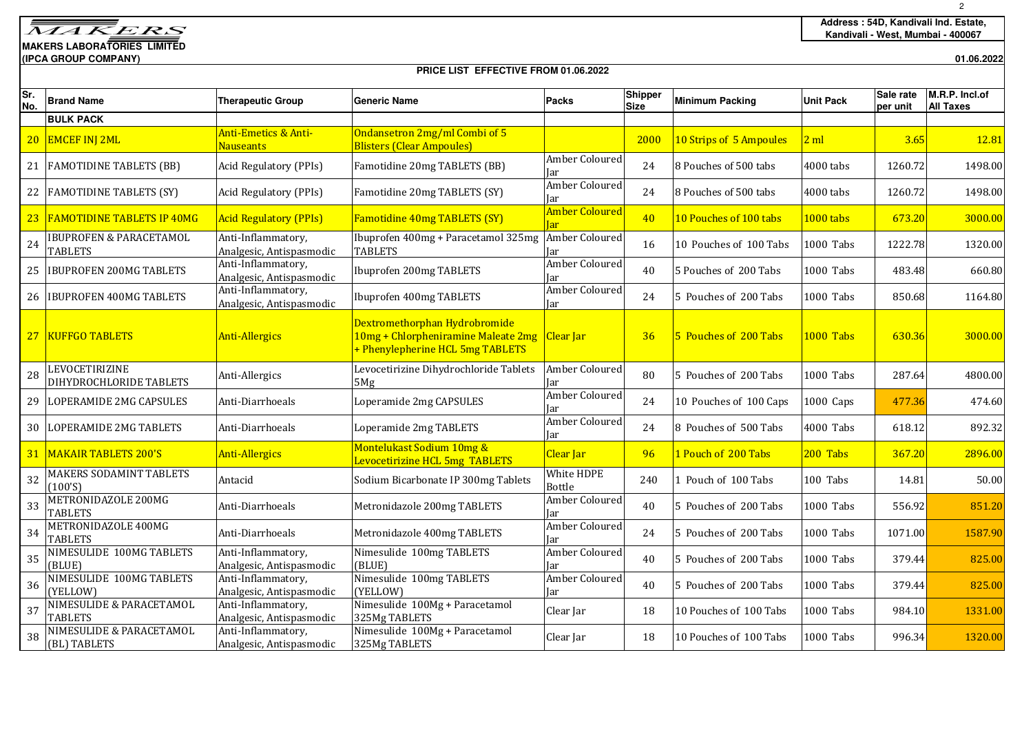MAKERS

**MAKERS LABORATORIES LIMITED**
**(IPCA GROUP COMPANY)**

**Address : 54D, Kandivali Ind. Estate, Kandivali - West, Mumbai - 400067**

**01.06.2022**

## PRICE LIST EFFECTIVE FROM 01.06.2022

| Sr. No. | Brand Name | Therapeutic Group | Generic Name | Packs | Shipper Size | Minimum Packing | Unit Pack | Sale rate per unit | M.R.P. Incl.of All Taxes |
|---|---|---|---|---|---|---|---|---|---|
| | **BULK PACK** | | | | | | | | |
| 20 | EMCEF INJ 2ML | Anti-Emetics & Anti-Nauseants | Ondansetron 2mg/ml Combi of 5 Blisters (Clear Ampoules) | | 2000 | 10 Strips of 5 Ampoules | 2 ml | 3.65 | 12.81 |
| 21 | FAMOTIDINE TABLETS (BB) | Acid Regulatory (PPIs) | Famotidine 20mg TABLETS (BB) | Amber Coloured Jar | 24 | 8 Pouches of 500 tabs | 4000 tabs | 1260.72 | 1498.00 |
| 22 | FAMOTIDINE TABLETS (SY) | Acid Regulatory (PPIs) | Famotidine 20mg TABLETS (SY) | Amber Coloured Jar | 24 | 8 Pouches of 500 tabs | 4000 tabs | 1260.72 | 1498.00 |
| 23 | FAMOTIDINE TABLETS IP 40MG | Acid Regulatory (PPIs) | Famotidine 40mg TABLETS (SY) | Amber Coloured Jar | 40 | 10 Pouches of 100 tabs | 1000 tabs | 673.20 | 3000.00 |
| 24 | IBUPROFEN & PARACETAMOL TABLETS | Anti-Inflammatory, Analgesic, Antispasmodic | Ibuprofen 400mg + Paracetamol 325mg TABLETS | Amber Coloured Jar | 16 | 10 Pouches of 100 Tabs | 1000 Tabs | 1222.78 | 1320.00 |
| 25 | IBUPROFEN 200MG TABLETS | Anti-Inflammatory, Analgesic, Antispasmodic | Ibuprofen 200mg TABLETS | Amber Coloured Jar | 40 | 5 Pouches of 200 Tabs | 1000 Tabs | 483.48 | 660.80 |
| 26 | IBUPROFEN 400MG TABLETS | Anti-Inflammatory, Analgesic, Antispasmodic | Ibuprofen 400mg TABLETS | Amber Coloured Jar | 24 | 5 Pouches of 200 Tabs | 1000 Tabs | 850.68 | 1164.80 |
| 27 | KUFFGO TABLETS | Anti-Allergics | Dextromethorphan Hydrobromide 10mg + Chlorpheniramine Maleate 2mg + Phenylepherine HCL 5mg TABLETS | Clear Jar | 36 | 5 Pouches of 200 Tabs | 1000 Tabs | 630.36 | 3000.00 |
| 28 | LEVOCETIRIZINE DIHYDROCHLORIDE TABLETS | Anti-Allergics | Levocetirizine Dihydrochloride Tablets 5Mg | Amber Coloured Jar | 80 | 5 Pouches of 200 Tabs | 1000 Tabs | 287.64 | 4800.00 |
| 29 | LOPERAMIDE 2MG CAPSULES | Anti-Diarrhoeals | Loperamide 2mg CAPSULES | Amber Coloured Jar | 24 | 10 Pouches of 100 Caps | 1000 Caps | 477.36 | 474.60 |
| 30 | LOPERAMIDE 2MG TABLETS | Anti-Diarrhoeals | Loperamide 2mg TABLETS | Amber Coloured Jar | 24 | 8 Pouches of 500 Tabs | 4000 Tabs | 618.12 | 892.32 |
| 31 | MAKAIR TABLETS 200'S | Anti-Allergics | Montelukast Sodium 10mg & Levocetirizine HCL 5mg TABLETS | Clear Jar | 96 | 1 Pouch of 200 Tabs | 200 Tabs | 367.20 | 2896.00 |
| 32 | MAKERS SODAMINT TABLETS (100'S) | Antacid | Sodium Bicarbonate IP 300mg Tablets | White HDPE Bottle | 240 | 1 Pouch of 100 Tabs | 100 Tabs | 14.81 | 50.00 |
| 33 | METRONIDAZOLE 200MG TABLETS | Anti-Diarrhoeals | Metronidazole 200mg TABLETS | Amber Coloured Jar | 40 | 5 Pouches of 200 Tabs | 1000 Tabs | 556.92 | 851.20 |
| 34 | METRONIDAZOLE 400MG TABLETS | Anti-Diarrhoeals | Metronidazole 400mg TABLETS | Amber Coloured Jar | 24 | 5 Pouches of 200 Tabs | 1000 Tabs | 1071.00 | 1587.90 |
| 35 | NIMESULIDE 100MG TABLETS (BLUE) | Anti-Inflammatory, Analgesic, Antispasmodic | Nimesulide 100mg TABLETS (BLUE) | Amber Coloured Jar | 40 | 5 Pouches of 200 Tabs | 1000 Tabs | 379.44 | 825.00 |
| 36 | NIMESULIDE 100MG TABLETS (YELLOW) | Anti-Inflammatory, Analgesic, Antispasmodic | Nimesulide 100mg TABLETS (YELLOW) | Amber Coloured Jar | 40 | 5 Pouches of 200 Tabs | 1000 Tabs | 379.44 | 825.00 |
| 37 | NIMESULIDE & PARACETAMOL TABLETS | Anti-Inflammatory, Analgesic, Antispasmodic | Nimesulide 100Mg + Paracetamol 325Mg TABLETS | Clear Jar | 18 | 10 Pouches of 100 Tabs | 1000 Tabs | 984.10 | 1331.00 |
| 38 | NIMESULIDE & PARACETAMOL (BL) TABLETS | Anti-Inflammatory, Analgesic, Antispasmodic | Nimesulide 100Mg + Paracetamol 325Mg TABLETS | Clear Jar | 18 | 10 Pouches of 100 Tabs | 1000 Tabs | 996.34 | 1320.00 |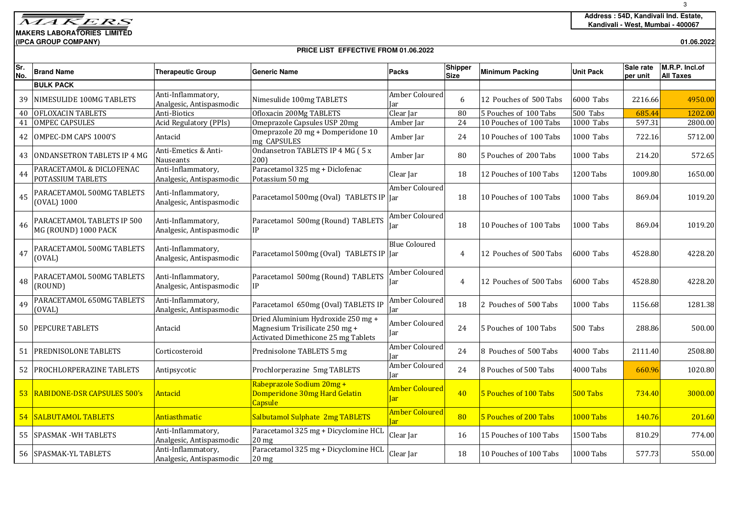MAKERS

**MAKERS LABORATORIES LIMITED**
**(IPCA GROUP COMPANY)**

**Address : 54D, Kandivali Ind. Estate, Kandivali - West, Mumbai - 400067**

01.06.2022

## PRICE LIST EFFECTIVE FROM 01.06.2022

| Sr. No. | Brand Name | Therapeutic Group | Generic Name | Packs | Shipper Size | Minimum Packing | Unit Pack | Sale rate per unit | M.R.P. Incl.of All Taxes |
|---|---|---|---|---|---|---|---|---|---|
| | **BULK PACK** | | | | | | | | |
| 39 | NIMESULIDE 100MG TABLETS | Anti-Inflammatory, Analgesic, Antispasmodic | Nimesulide 100mg TABLETS | Amber Coloured Jar | 6 | 12 Pouches of 500 Tabs | 6000 Tabs | 2216.66 | 4950.00 |
| 40 | OFLOXACIN TABLETS | Anti-Biotics | Ofloxacin 200Mg TABLETS | Clear Jar | 80 | 5 Pouches of 100 Tabs | 500 Tabs | 685.44 | 1202.00 |
| 41 | OMPEC CAPSULES | Acid Regulatory (PPIs) | Omeprazole Capsules USP 20mg | Amber Jar | 24 | 10 Pouches of 100 Tabs | 1000 Tabs | 597.31 | 2800.00 |
| 42 | OMPEC-DM CAPS 1000'S | Antacid | Omeprazole 20 mg + Domperidone 10 mg CAPSULES | Amber Jar | 24 | 10 Pouches of 100 Tabs | 1000 Tabs | 722.16 | 5712.00 |
| 43 | ONDANSETRON TABLETS IP 4 MG | Anti-Emetics & Anti-Nauseants | Ondansetron TABLETS IP 4 MG ( 5 x 200) | Amber Jar | 80 | 5 Pouches of 200 Tabs | 1000 Tabs | 214.20 | 572.65 |
| 44 | PARACETAMOL & DICLOFENAC POTASSIUM TABLETS | Anti-Inflammatory, Analgesic, Antispasmodic | Paracetamol 325 mg + Diclofenac Potassium 50 mg | Clear Jar | 18 | 12 Pouches of 100 Tabs | 1200 Tabs | 1009.80 | 1650.00 |
| 45 | PARACETAMOL 500MG TABLETS (OVAL) 1000 | Anti-Inflammatory, Analgesic, Antispasmodic | Paracetamol 500mg (Oval) TABLETS IP | Amber Coloured Jar | 18 | 10 Pouches of 100 Tabs | 1000 Tabs | 869.04 | 1019.20 |
| 46 | PARACETAMOL TABLETS IP 500 MG (ROUND) 1000 PACK | Anti-Inflammatory, Analgesic, Antispasmodic | Paracetamol 500mg (Round) TABLETS IP | Amber Coloured Jar | 18 | 10 Pouches of 100 Tabs | 1000 Tabs | 869.04 | 1019.20 |
| 47 | PARACETAMOL 500MG TABLETS (OVAL) | Anti-Inflammatory, Analgesic, Antispasmodic | Paracetamol 500mg (Oval) TABLETS IP | Blue Coloured Jar | 4 | 12 Pouches of 500 Tabs | 6000 Tabs | 4528.80 | 4228.20 |
| 48 | PARACETAMOL 500MG TABLETS (ROUND) | Anti-Inflammatory, Analgesic, Antispasmodic | Paracetamol 500mg (Round) TABLETS IP | Amber Coloured Jar | 4 | 12 Pouches of 500 Tabs | 6000 Tabs | 4528.80 | 4228.20 |
| 49 | PARACETAMOL 650MG TABLETS (OVAL) | Anti-Inflammatory, Analgesic, Antispasmodic | Paracetamol 650mg (Oval) TABLETS IP | Amber Coloured Jar | 18 | 2 Pouches of 500 Tabs | 1000 Tabs | 1156.68 | 1281.38 |
| 50 | PEPCURE TABLETS | Antacid | Dried Aluminium Hydroxide 250 mg + Magnesium Trisilicate 250 mg + Activated Dimethicone 25 mg Tablets | Amber Coloured Jar | 24 | 5 Pouches of 100 Tabs | 500 Tabs | 288.86 | 500.00 |
| 51 | PREDNISOLONE TABLETS | Corticosteroid | Prednisolone TABLETS 5 mg | Amber Coloured Jar | 24 | 8 Pouches of 500 Tabs | 4000 Tabs | 2111.40 | 2508.80 |
| 52 | PROCHLORPERAZINE TABLETS | Antipsycotic | Prochlorperazine 5mg TABLETS | Amber Coloured Jar | 24 | 8 Pouches of 500 Tabs | 4000 Tabs | 660.96 | 1020.80 |
| 53 | RABIDONE-DSR CAPSULES 500's | Antacid | Rabeprazole Sodium 20mg + Domperidone 30mg Hard Gelatin Capsule | Amber Coloured Jar | 40 | 5 Pouches of 100 Tabs | 500 Tabs | 734.40 | 3000.00 |
| 54 | SALBUTAMOL TABLETS | Antiasthmatic | Salbutamol Sulphate 2mg TABLETS | Amber Coloured Jar | 80 | 5 Pouches of 200 Tabs | 1000 Tabs | 140.76 | 201.60 |
| 55 | SPASMAK -WH TABLETS | Anti-Inflammatory, Analgesic, Antispasmodic | Paracetamol 325 mg + Dicyclomine HCL 20 mg | Clear Jar | 16 | 15 Pouches of 100 Tabs | 1500 Tabs | 810.29 | 774.00 |
| 56 | SPASMAK-YL TABLETS | Anti-Inflammatory, Analgesic, Antispasmodic | Paracetamol 325 mg + Dicyclomine HCL 20 mg | Clear Jar | 18 | 10 Pouches of 100 Tabs | 1000 Tabs | 577.73 | 550.00 |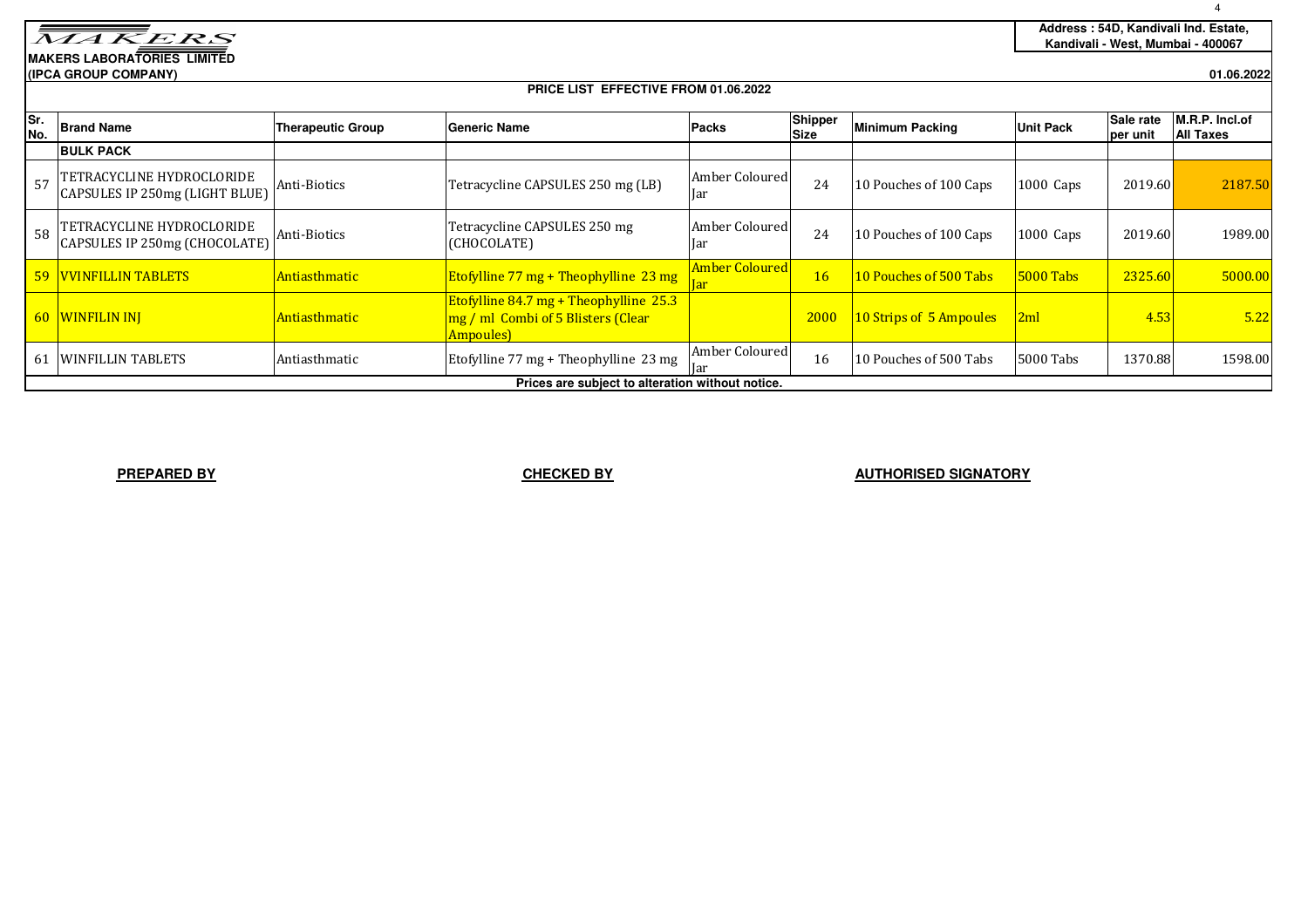MAKERS

**MAKERS LABORATORIES LIMITED**
**(IPCA GROUP COMPANY)**

**Address : 54D, Kandivali Ind. Estate, Kandivali - West, Mumbai - 400067**

**01.06.2022**

**PRICE LIST EFFECTIVE FROM 01.06.2022**

| Sr. No. | Brand Name | Therapeutic Group | Generic Name | Packs | Shipper Size | Minimum Packing | Unit Pack | Sale rate per unit | M.R.P. Incl.of All Taxes |
|---|---|---|---|---|---|---|---|---|---|
| | **BULK PACK** | | | | | | | | |
| 57 | TETRACYCLINE HYDROCLORIDE CAPSULES IP 250mg (LIGHT BLUE) | Anti-Biotics | Tetracycline CAPSULES 250 mg (LB) | Amber Coloured Jar | 24 | 10 Pouches of 100 Caps | 1000 Caps | 2019.60 | 2187.50 |
| 58 | TETRACYCLINE HYDROCLORIDE CAPSULES IP 250mg (CHOCOLATE) | Anti-Biotics | Tetracycline CAPSULES 250 mg (CHOCOLATE) | Amber Coloured Jar | 24 | 10 Pouches of 100 Caps | 1000 Caps | 2019.60 | 1989.00 |
| 59 | VVINFILLIN TABLETS | Antiasthmatic | Etofylline 77 mg + Theophylline 23 mg | Amber Coloured Jar | 16 | 10 Pouches of 500 Tabs | 5000 Tabs | 2325.60 | 5000.00 |
| 60 | WINFILIN INJ | Antiasthmatic | Etofylline 84.7 mg + Theophylline 25.3 mg / ml Combi of 5 Blisters (Clear Ampoules) | | 2000 | 10 Strips of 5 Ampoules | 2ml | 4.53 | 5.22 |
| 61 | WINFILLIN TABLETS | Antiasthmatic | Etofylline 77 mg + Theophylline 23 mg | Amber Coloured Jar | 16 | 10 Pouches of 500 Tabs | 5000 Tabs | 1370.88 | 1598.00 |

**Prices are subject to alteration without notice.**

**PREPARED BY** | **CHECKED BY** | **AUTHORISED SIGNATORY**